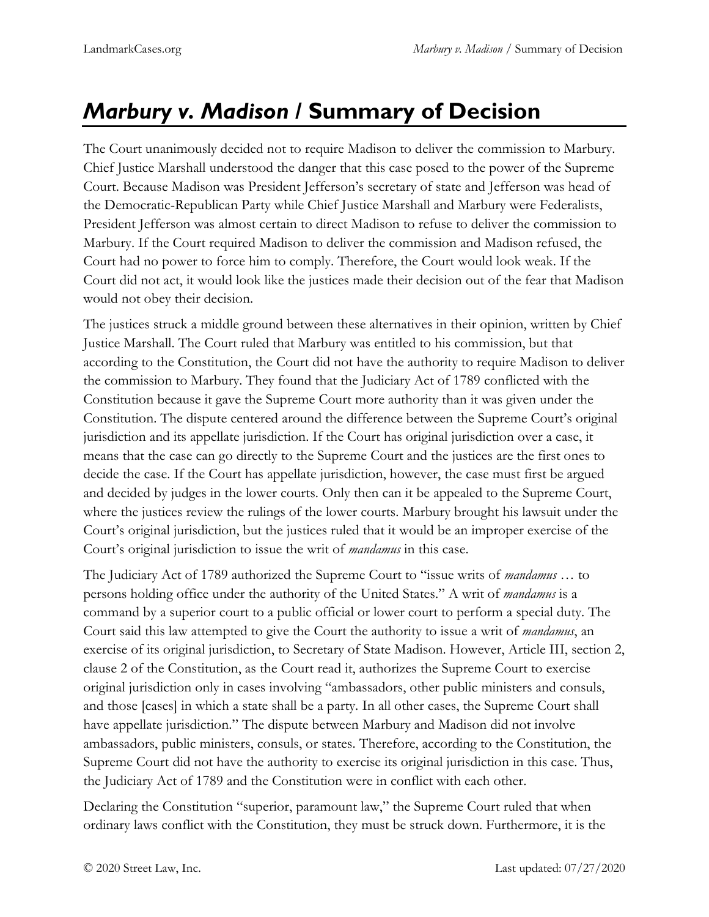# *Marbury v. Madison* / Summary of Decision

The Court unanimously decided not to require Madison to deliver the commission to Marbury. Chief Justice Marshall understood the danger that this case posed to the power of the Supreme Court. Because Madison was President Jefferson's secretary of state and Jefferson was head of the Democratic-Republican Party while Chief Justice Marshall and Marbury were Federalists, President Jefferson was almost certain to direct Madison to refuse to deliver the commission to Marbury. If the Court required Madison to deliver the commission and Madison refused, the Court had no power to force him to comply. Therefore, the Court would look weak. If the Court did not act, it would look like the justices made their decision out of the fear that Madison would not obey their decision.

The justices struck a middle ground between these alternatives in their opinion, written by Chief Justice Marshall. The Court ruled that Marbury was entitled to his commission, but that according to the Constitution, the Court did not have the authority to require Madison to deliver the commission to Marbury. They found that the Judiciary Act of 1789 conflicted with the Constitution because it gave the Supreme Court more authority than it was given under the Constitution. The dispute centered around the difference between the Supreme Court's original jurisdiction and its appellate jurisdiction. If the Court has original jurisdiction over a case, it means that the case can go directly to the Supreme Court and the justices are the first ones to decide the case. If the Court has appellate jurisdiction, however, the case must first be argued and decided by judges in the lower courts. Only then can it be appealed to the Supreme Court, where the justices review the rulings of the lower courts. Marbury brought his lawsuit under the Court's original jurisdiction, but the justices ruled that it would be an improper exercise of the Court's original jurisdiction to issue the writ of *mandamus* in this case.

The Judiciary Act of 1789 authorized the Supreme Court to "issue writs of *mandamus* … to persons holding office under the authority of the United States." A writ of *mandamus* is a command by a superior court to a public official or lower court to perform a special duty. The Court said this law attempted to give the Court the authority to issue a writ of *mandamus*, an exercise of its original jurisdiction, to Secretary of State Madison. However, Article III, section 2, clause 2 of the Constitution, as the Court read it, authorizes the Supreme Court to exercise original jurisdiction only in cases involving "ambassadors, other public ministers and consuls, and those [cases] in which a state shall be a party. In all other cases, the Supreme Court shall have appellate jurisdiction." The dispute between Marbury and Madison did not involve ambassadors, public ministers, consuls, or states. Therefore, according to the Constitution, the Supreme Court did not have the authority to exercise its original jurisdiction in this case. Thus, the Judiciary Act of 1789 and the Constitution were in conflict with each other.

Declaring the Constitution "superior, paramount law," the Supreme Court ruled that when ordinary laws conflict with the Constitution, they must be struck down. Furthermore, it is the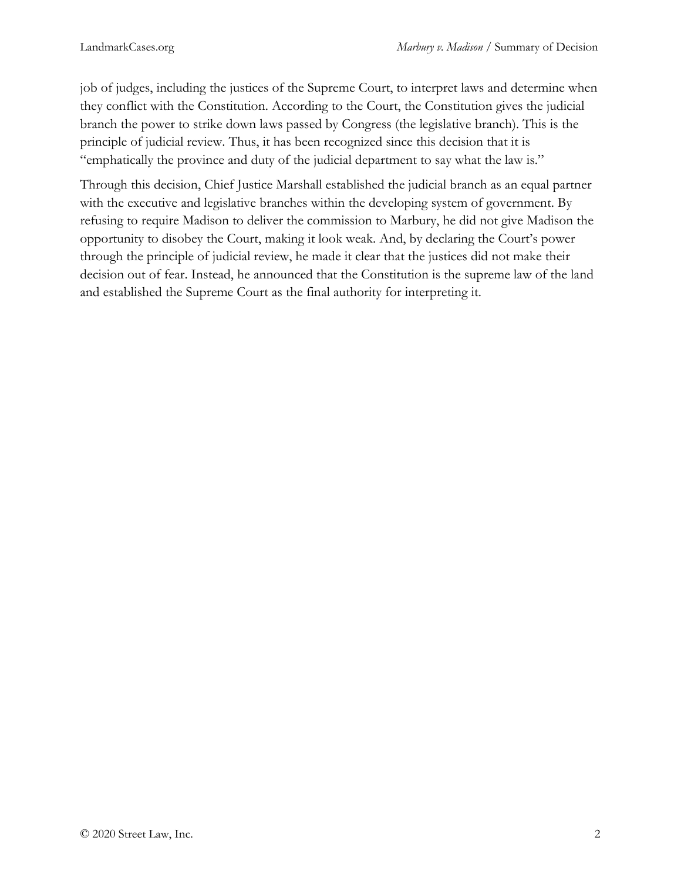job of judges, including the justices of the Supreme Court, to interpret laws and determine when they conflict with the Constitution. According to the Court, the Constitution gives the judicial branch the power to strike down laws passed by Congress (the legislative branch). This is the principle of judicial review. Thus, it has been recognized since this decision that it is "emphatically the province and duty of the judicial department to say what the law is."

Through this decision, Chief Justice Marshall established the judicial branch as an equal partner with the executive and legislative branches within the developing system of government. By refusing to require Madison to deliver the commission to Marbury, he did not give Madison the opportunity to disobey the Court, making it look weak. And, by declaring the Court's power through the principle of judicial review, he made it clear that the justices did not make their decision out of fear. Instead, he announced that the Constitution is the supreme law of the land and established the Supreme Court as the final authority for interpreting it.